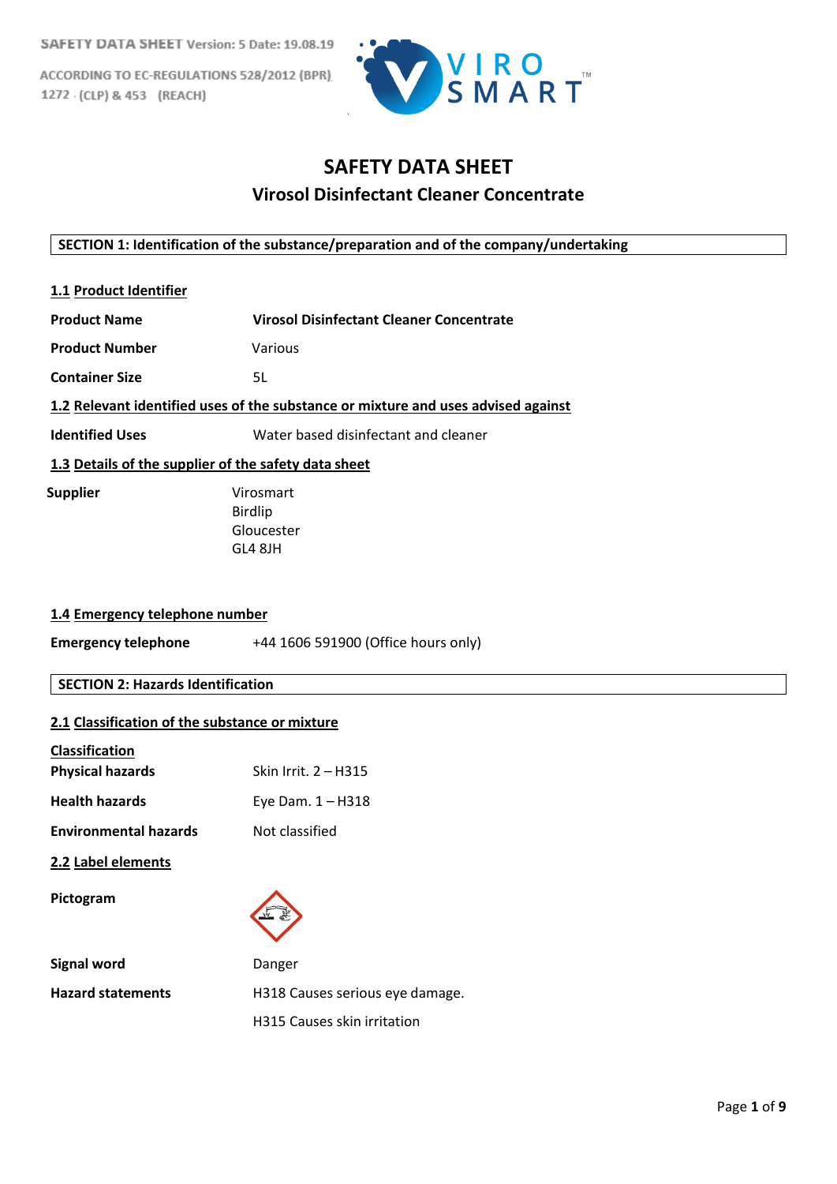SAFETY DATA SHEET Version: 5 Date: 19.08.19

ACCORDING TO EC-REGULATIONS 528/2012 (BPR), 1272 · (CLP) & 453 (REACH)

VIRO SMART™

# SAFETY DATA SHEET

## Virosol Disinfectant Cleaner Concentrate

## SECTION 1: Identification of the substance/preparation and of the company/undertaking

### 1.1 Product Identifier

**Product Name** **Virosol Disinfectant Cleaner Concentrate**

**Product Number** Various

**Container Size** 5L

### 1.2 Relevant identified uses of the substance or mixture and uses advised against

**Identified Uses** Water based disinfectant and cleaner

### 1.3 Details of the supplier of the safety data sheet

**Supplier**
Virosmart
Birdlip
Gloucester
GL4 8JH

### 1.4 Emergency telephone number

**Emergency telephone** +44 1606 591900 (Office hours only)

## SECTION 2: Hazards Identification

### 2.1 Classification of the substance or mixture

**Classification**

**Physical hazards** Skin Irrit. 2 – H315

**Health hazards** Eye Dam. 1 – H318

**Environmental hazards** Not classified

### 2.2 Label elements

**Pictogram**

**Signal word** Danger

**Hazard statements** H318 Causes serious eye damage.

H315 Causes skin irritation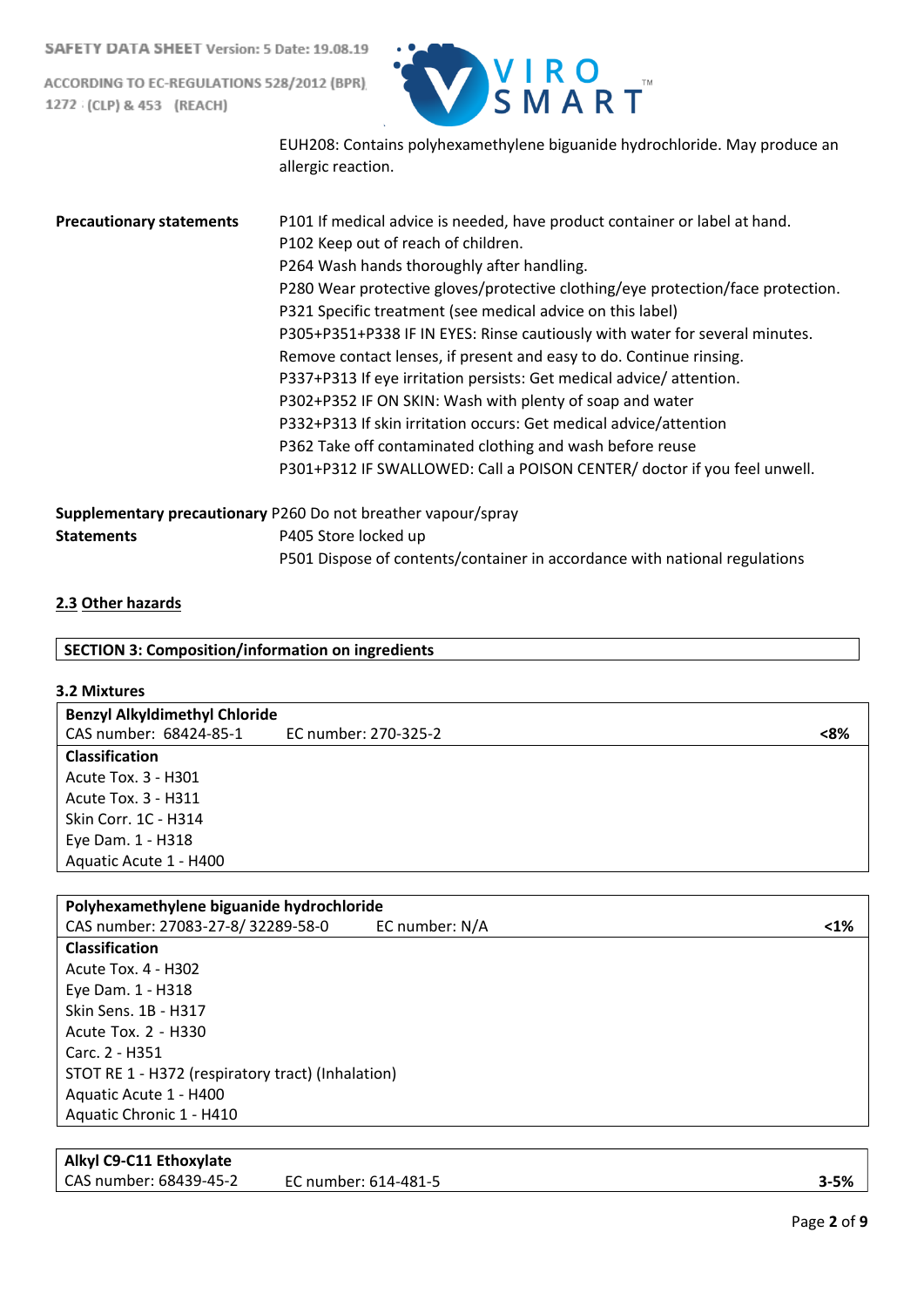EUH208: Contains polyhexamethylene biguanide hydrochloride. May produce an allergic reaction.

**Precautionary statements**

P101 If medical advice is needed, have product container or label at hand.
P102 Keep out of reach of children.
P264 Wash hands thoroughly after handling.
P280 Wear protective gloves/protective clothing/eye protection/face protection.
P321 Specific treatment (see medical advice on this label)
P305+P351+P338 IF IN EYES: Rinse cautiously with water for several minutes. Remove contact lenses, if present and easy to do. Continue rinsing.
P337+P313 If eye irritation persists: Get medical advice/ attention.
P302+P352 IF ON SKIN: Wash with plenty of soap and water
P332+P313 If skin irritation occurs: Get medical advice/attention
P362 Take off contaminated clothing and wash before reuse
P301+P312 IF SWALLOWED: Call a POISON CENTER/ doctor if you feel unwell.

**Supplementary precautionary Statements**

P260 Do not breather vapour/spray
P405 Store locked up
P501 Dispose of contents/container in accordance with national regulations

## 2.3 Other hazards

## SECTION 3: Composition/information on ingredients

### 3.2 Mixtures

| **Benzyl Alkyldimethyl Chloride** | | |
|---|---|---|
| CAS number: 68424-85-1 | EC number: 270-325-2 | **<8%** |
| **Classification** | | |
| Acute Tox. 3 - H301 | | |
| Acute Tox. 3 - H311 | | |
| Skin Corr. 1C - H314 | | |
| Eye Dam. 1 - H318 | | |
| Aquatic Acute 1 - H400 | | |

| **Polyhexamethylene biguanide hydrochloride** | | |
|---|---|---|
| CAS number: 27083-27-8/ 32289-58-0 | EC number: N/A | **<1%** |
| **Classification** | | |
| Acute Tox. 4 - H302 | | |
| Eye Dam. 1 - H318 | | |
| Skin Sens. 1B - H317 | | |
| Acute Tox. 2 - H330 | | |
| Carc. 2 - H351 | | |
| STOT RE 1 - H372 (respiratory tract) (Inhalation) | | |
| Aquatic Acute 1 - H400 | | |
| Aquatic Chronic 1 - H410 | | |

| **Alkyl C9-C11 Ethoxylate** | | |
|---|---|---|
| CAS number: 68439-45-2 | EC number: 614-481-5 | **3-5%** |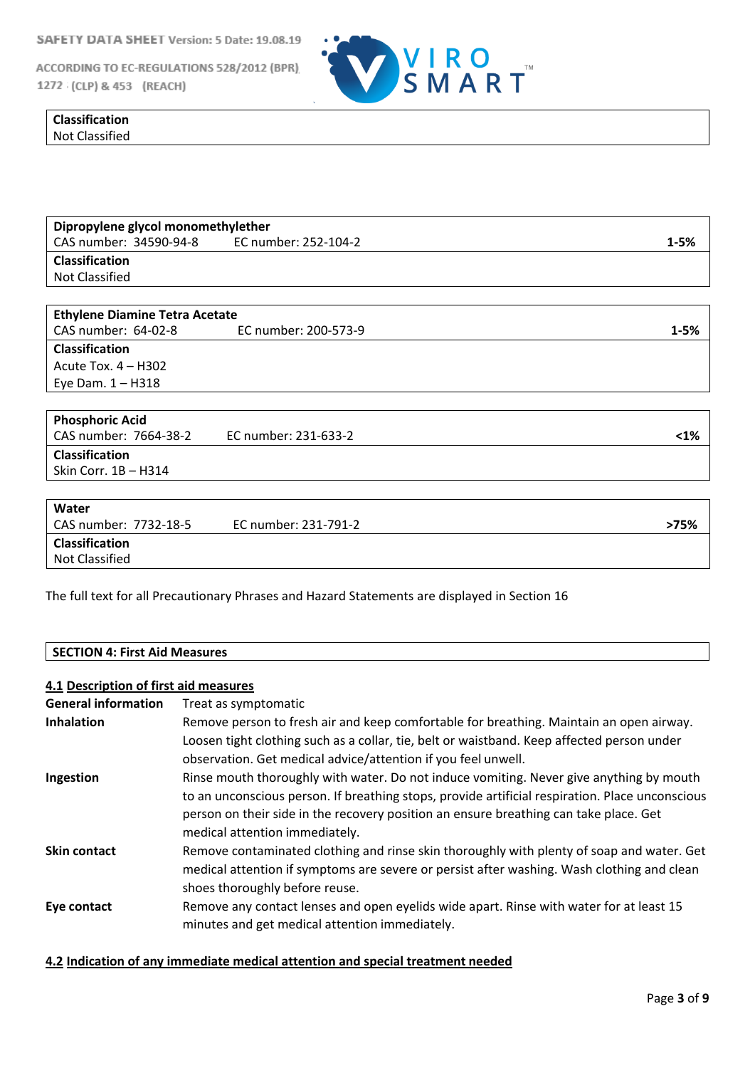| Classification |
| --- |
| Not Classified |

| Dipropylene glycol monomethylether | | |
| --- | --- | --- |
| CAS number: 34590-94-8 | EC number: 252-104-2 | 1-5% |
| **Classification** | | |
| Not Classified | | |

| Ethylene Diamine Tetra Acetate | | |
| --- | --- | --- |
| CAS number: 64-02-8 | EC number: 200-573-9 | 1-5% |
| **Classification** | | |
| Acute Tox. 4 – H302 | | |
| Eye Dam. 1 – H318 | | |

| Phosphoric Acid | | |
| --- | --- | --- |
| CAS number: 7664-38-2 | EC number: 231-633-2 | <1% |
| **Classification** | | |
| Skin Corr. 1B – H314 | | |

| Water | | |
| --- | --- | --- |
| CAS number: 7732-18-5 | EC number: 231-791-2 | >75% |
| **Classification** | | |
| Not Classified | | |

The full text for all Precautionary Phrases and Hazard Statements are displayed in Section 16

## SECTION 4: First Aid Measures

### 4.1 Description of first aid measures

**General information** Treat as symptomatic

**Inhalation** Remove person to fresh air and keep comfortable for breathing. Maintain an open airway. Loosen tight clothing such as a collar, tie, belt or waistband. Keep affected person under observation. Get medical advice/attention if you feel unwell.

**Ingestion** Rinse mouth thoroughly with water. Do not induce vomiting. Never give anything by mouth to an unconscious person. If breathing stops, provide artificial respiration. Place unconscious person on their side in the recovery position an ensure breathing can take place. Get medical attention immediately.

**Skin contact** Remove contaminated clothing and rinse skin thoroughly with plenty of soap and water. Get medical attention if symptoms are severe or persist after washing. Wash clothing and clean shoes thoroughly before reuse.

**Eye contact** Remove any contact lenses and open eyelids wide apart. Rinse with water for at least 15 minutes and get medical attention immediately.

### 4.2 Indication of any immediate medical attention and special treatment needed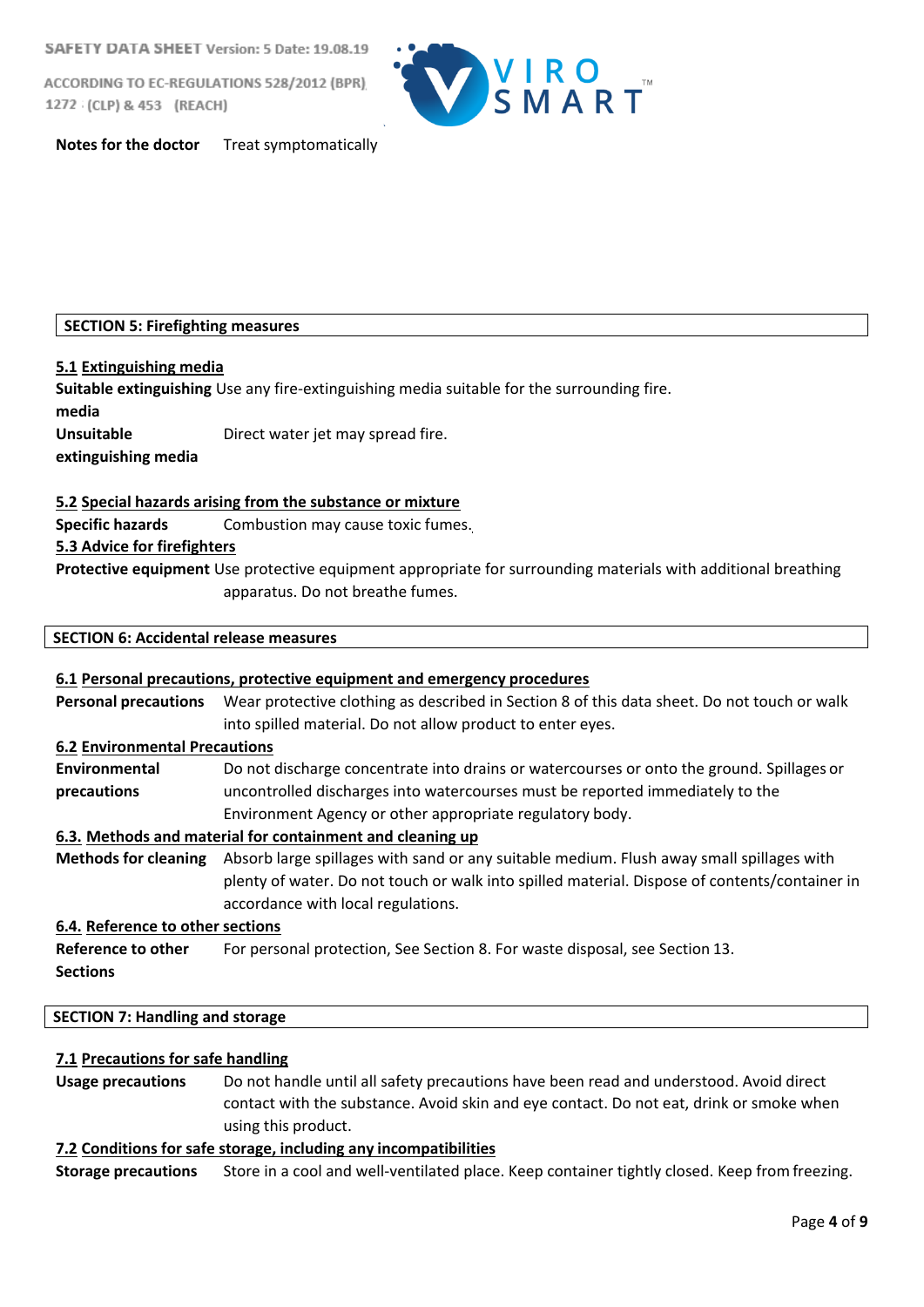**Notes for the doctor** Treat symptomatically

## SECTION 5: Firefighting measures

### 5.1 Extinguishing media

**Suitable extinguishing media** Use any fire-extinguishing media suitable for the surrounding fire.

**Unsuitable extinguishing media** Direct water jet may spread fire.

### 5.2 Special hazards arising from the substance or mixture

**Specific hazards** Combustion may cause toxic fumes.

### 5.3 Advice for firefighters

**Protective equipment** Use protective equipment appropriate for surrounding materials with additional breathing apparatus. Do not breathe fumes.

## SECTION 6: Accidental release measures

### 6.1 Personal precautions, protective equipment and emergency procedures

**Personal precautions** Wear protective clothing as described in Section 8 of this data sheet. Do not touch or walk into spilled material. Do not allow product to enter eyes.

### 6.2 Environmental Precautions

**Environmental precautions** Do not discharge concentrate into drains or watercourses or onto the ground. Spillages or uncontrolled discharges into watercourses must be reported immediately to the Environment Agency or other appropriate regulatory body.

### 6.3. Methods and material for containment and cleaning up

**Methods for cleaning** Absorb large spillages with sand or any suitable medium. Flush away small spillages with plenty of water. Do not touch or walk into spilled material. Dispose of contents/container in accordance with local regulations.

### 6.4. Reference to other sections

**Reference to other Sections** For personal protection, See Section 8. For waste disposal, see Section 13.

## SECTION 7: Handling and storage

### 7.1 Precautions for safe handling

**Usage precautions** Do not handle until all safety precautions have been read and understood. Avoid direct contact with the substance. Avoid skin and eye contact. Do not eat, drink or smoke when using this product.

### 7.2 Conditions for safe storage, including any incompatibilities

**Storage precautions** Store in a cool and well-ventilated place. Keep container tightly closed. Keep from freezing.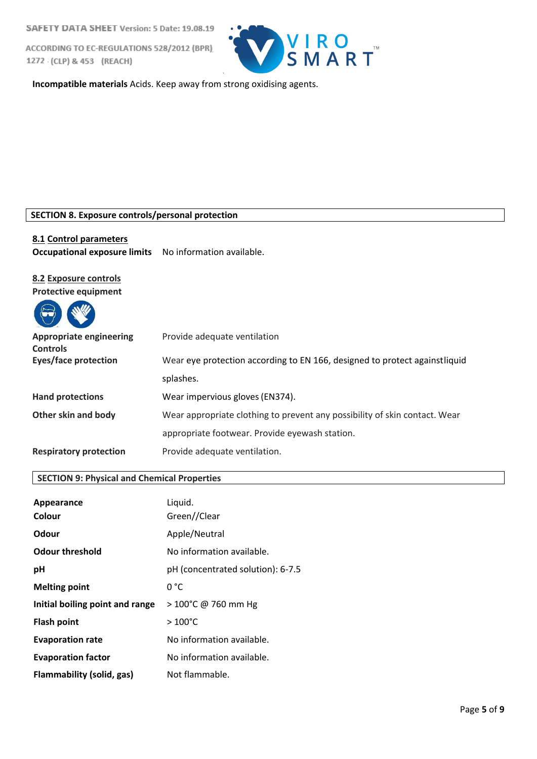**Incompatible materials** Acids. Keep away from strong oxidising agents.

## SECTION 8. Exposure controls/personal protection

### 8.1 Control parameters

**Occupational exposure limits** No information available.

### 8.2 Exposure controls

**Protective equipment**

| | |
|---|---|
| **Appropriate engineering Controls** | Provide adequate ventilation |
| **Eyes/face protection** | Wear eye protection according to EN 166, designed to protect againstliquid splashes. |
| **Hand protections** | Wear impervious gloves (EN374). |
| **Other skin and body** | Wear appropriate clothing to prevent any possibility of skin contact. Wear appropriate footwear. Provide eyewash station. |
| **Respiratory protection** | Provide adequate ventilation. |

## SECTION 9: Physical and Chemical Properties

| | |
|---|---|
| **Appearance** | Liquid. |
| **Colour** | Green//Clear |
| **Odour** | Apple/Neutral |
| **Odour threshold** | No information available. |
| **pH** | pH (concentrated solution): 6-7.5 |
| **Melting point** | 0 °C |
| **Initial boiling point and range** | > 100°C @ 760 mm Hg |
| **Flash point** | > 100°C |
| **Evaporation rate** | No information available. |
| **Evaporation factor** | No information available. |
| **Flammability (solid, gas)** | Not flammable. |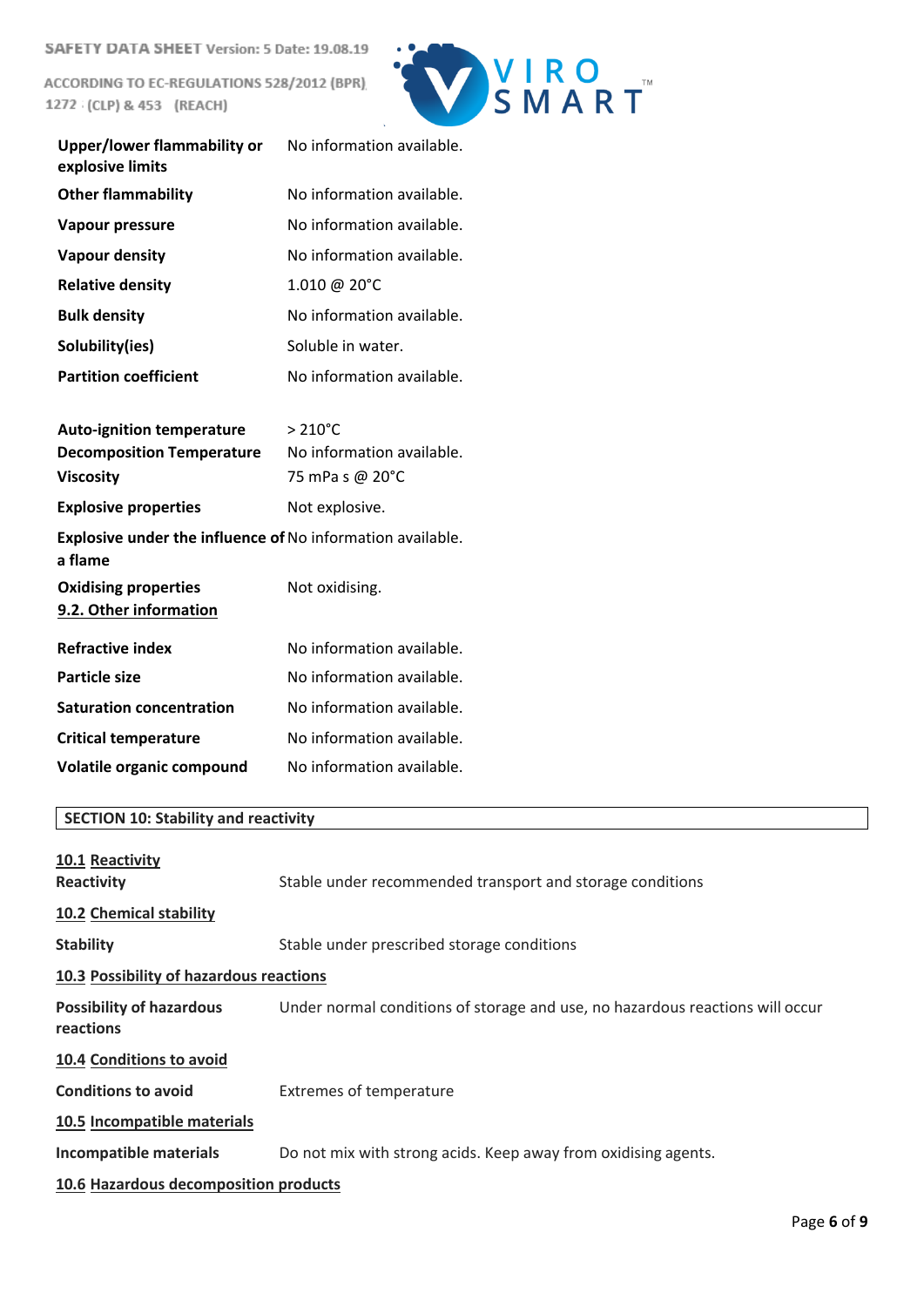| | |
|---|---|
| **Upper/lower flammability or explosive limits** | No information available. |
| **Other flammability** | No information available. |
| **Vapour pressure** | No information available. |
| **Vapour density** | No information available. |
| **Relative density** | 1.010 @ 20°C |
| **Bulk density** | No information available. |
| **Solubility(ies)** | Soluble in water. |
| **Partition coefficient** | No information available. |
| **Auto-ignition temperature** | > 210°C |
| **Decomposition Temperature** | No information available. |
| **Viscosity** | 75 mPa s @ 20°C |
| **Explosive properties** | Not explosive. |
| **Explosive under the influence of a flame** | No information available. |
| **Oxidising properties** | Not oxidising. |

**9.2. Other information**

| | |
|---|---|
| **Refractive index** | No information available. |
| **Particle size** | No information available. |
| **Saturation concentration** | No information available. |
| **Critical temperature** | No information available. |
| **Volatile organic compound** | No information available. |

## SECTION 10: Stability and reactivity

**10.1 Reactivity**

**Reactivity** Stable under recommended transport and storage conditions

**10.2 Chemical stability**

**Stability** Stable under prescribed storage conditions

**10.3 Possibility of hazardous reactions**

**Possibility of hazardous reactions** Under normal conditions of storage and use, no hazardous reactions will occur

**10.4 Conditions to avoid**

**Conditions to avoid** Extremes of temperature

**10.5 Incompatible materials**

**Incompatible materials** Do not mix with strong acids. Keep away from oxidising agents.

**10.6 Hazardous decomposition products**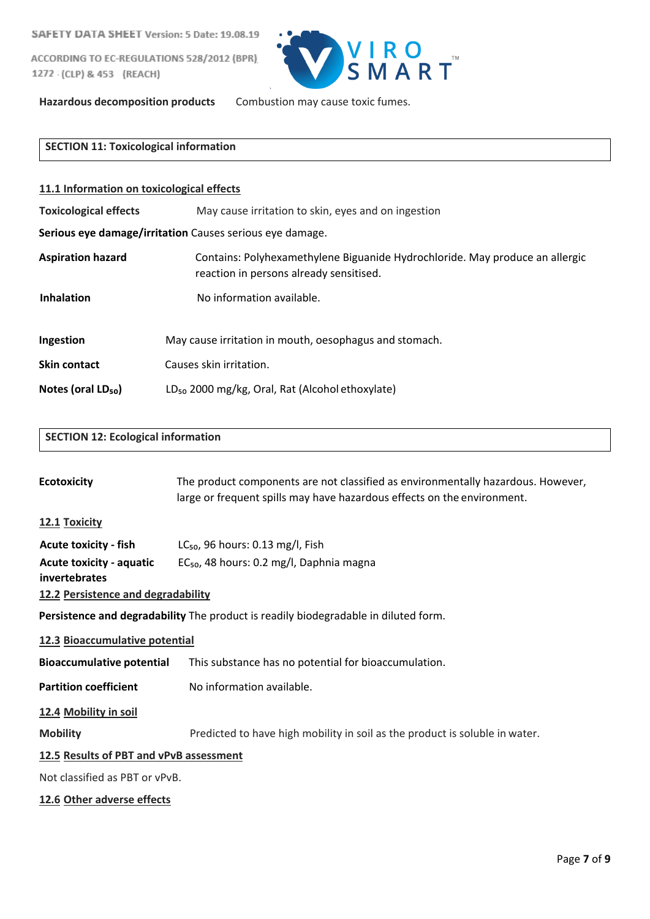**Hazardous decomposition products** Combustion may cause toxic fumes.

## SECTION 11: Toxicological information

### 11.1 Information on toxicological effects

**Toxicological effects** May cause irritation to skin, eyes and on ingestion

**Serious eye damage/irritation** Causes serious eye damage.

**Aspiration hazard** Contains: Polyhexamethylene Biguanide Hydrochloride. May produce an allergic reaction in persons already sensitised.

**Inhalation** No information available.

**Ingestion** May cause irritation in mouth, oesophagus and stomach.

**Skin contact** Causes skin irritation.

**Notes (oral $LD_{50}$)** $LD_{50}$ 2000 mg/kg, Oral, Rat (Alcohol ethoxylate)

## SECTION 12: Ecological information

**Ecotoxicity** The product components are not classified as environmentally hazardous. However, large or frequent spills may have hazardous effects on the environment.

### 12.1 Toxicity

**Acute toxicity - fish** $LC_{50}$, 96 hours: 0.13 mg/l, Fish

**Acute toxicity - aquatic invertebrates** $EC_{50}$, 48 hours: 0.2 mg/l, Daphnia magna

### 12.2 Persistence and degradability

**Persistence and degradability** The product is readily biodegradable in diluted form.

### 12.3 Bioaccumulative potential

**Bioaccumulative potential** This substance has no potential for bioaccumulation.

**Partition coefficient** No information available.

### 12.4 Mobility in soil

**Mobility** Predicted to have high mobility in soil as the product is soluble in water.

### 12.5 Results of PBT and vPvB assessment

Not classified as PBT or vPvB.

### 12.6 Other adverse effects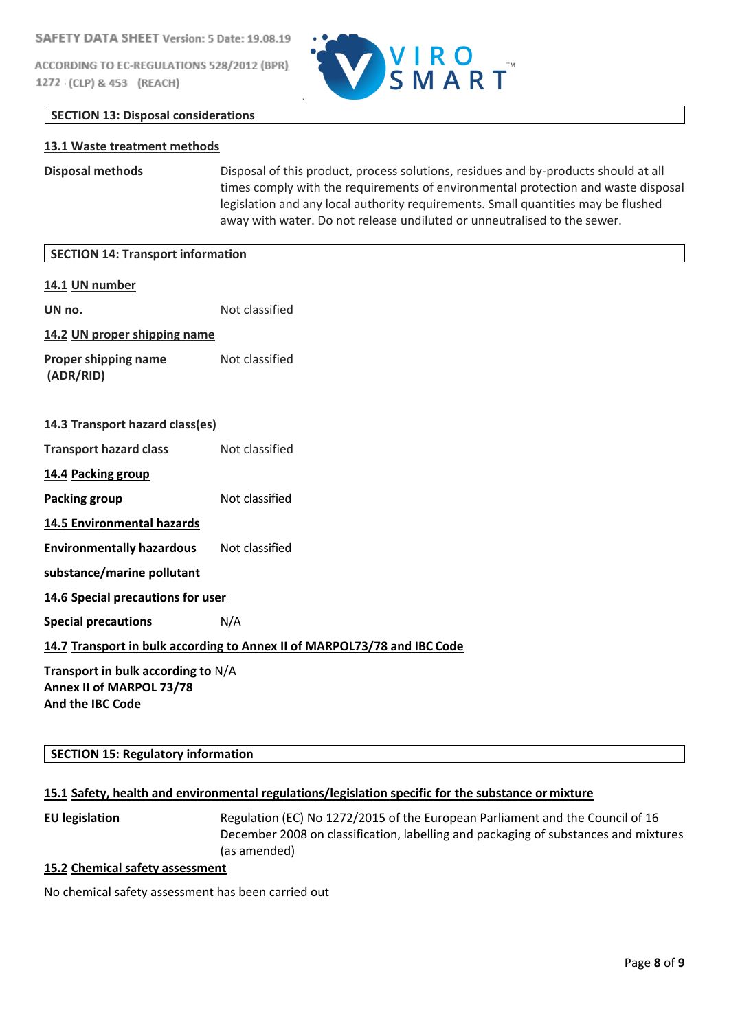## SECTION 13: Disposal considerations

### 13.1 Waste treatment methods

**Disposal methods** Disposal of this product, process solutions, residues and by-products should at all times comply with the requirements of environmental protection and waste disposal legislation and any local authority requirements. Small quantities may be flushed away with water. Do not release undiluted or unneutralised to the sewer.

## SECTION 14: Transport information

### 14.1 UN number

**UN no.** Not classified

### 14.2 UN proper shipping name

**Proper shipping name (ADR/RID)** Not classified

### 14.3 Transport hazard class(es)

**Transport hazard class** Not classified

### 14.4 Packing group

**Packing group** Not classified

### 14.5 Environmental hazards

**Environmentally hazardous substance/marine pollutant** Not classified

### 14.6 Special precautions for user

**Special precautions** N/A

### 14.7 Transport in bulk according to Annex II of MARPOL73/78 and IBC Code

**Transport in bulk according to Annex II of MARPOL 73/78 And the IBC Code** N/A

## SECTION 15: Regulatory information

### 15.1 Safety, health and environmental regulations/legislation specific for the substance or mixture

**EU legislation** Regulation (EC) No 1272/2015 of the European Parliament and the Council of 16 December 2008 on classification, labelling and packaging of substances and mixtures (as amended)

### 15.2 Chemical safety assessment

No chemical safety assessment has been carried out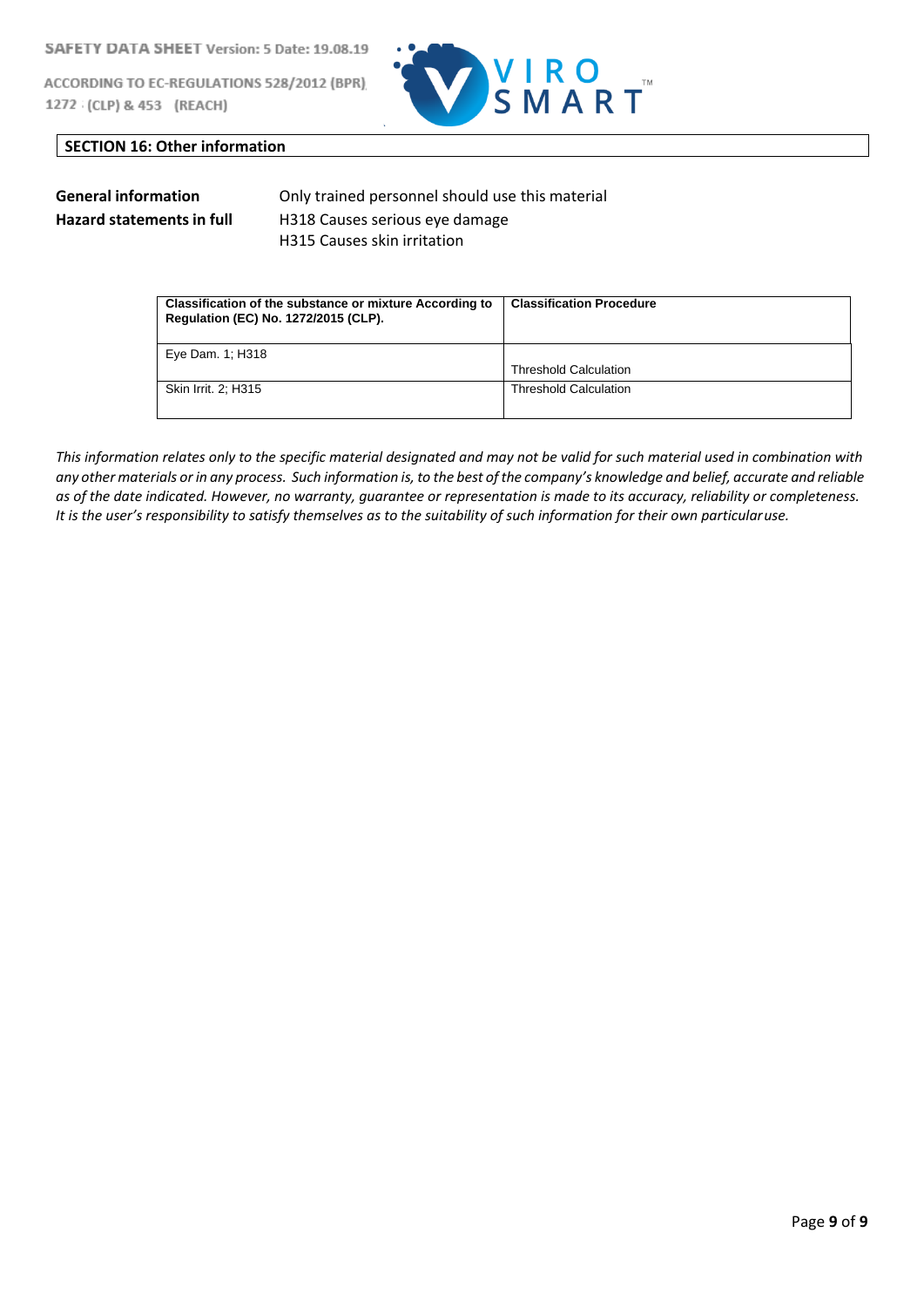## SECTION 16: Other information

**General information** Only trained personnel should use this material

**Hazard statements in full** H318 Causes serious eye damage
H315 Causes skin irritation

| **Classification of the substance or mixture According to Regulation (EC) No. 1272/2015 (CLP).** | **Classification Procedure** |
|---|---|
| Eye Dam. 1; H318 | Threshold Calculation |
| Skin Irrit. 2; H315 | Threshold Calculation |

*This information relates only to the specific material designated and may not be valid for such material used in combination with any other materials or in any process. Such information is, to the best of the company's knowledge and belief, accurate and reliable as of the date indicated. However, no warranty, guarantee or representation is made to its accuracy, reliability or completeness. It is the user's responsibility to satisfy themselves as to the suitability of such information for their own particular use.*